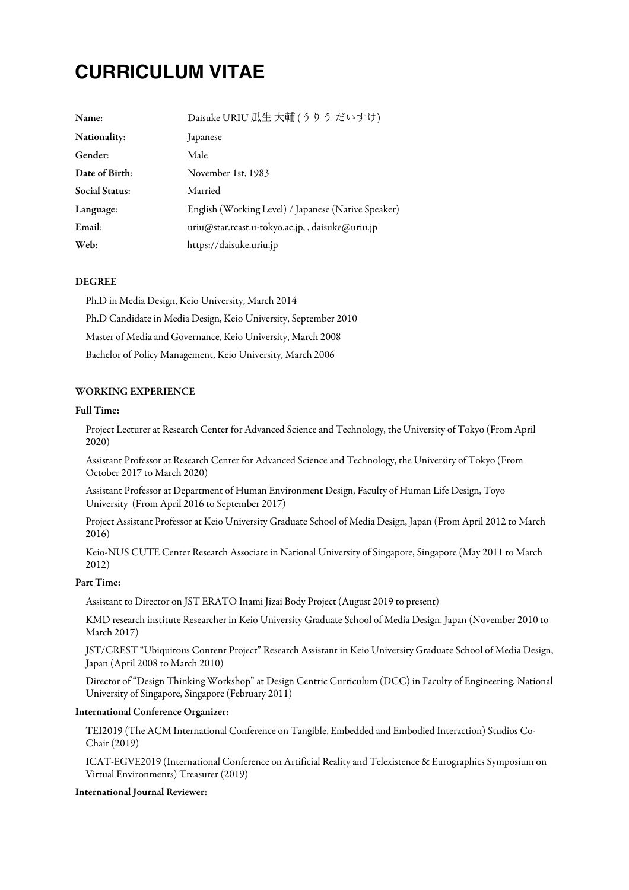# CURRICULUM VITAE

| | |
|---|---|
| **Name**: | Daisuke URIU 瓜生 大輔 (うりう だいすけ) |
| **Nationality**: | Japanese |
| **Gender**: | Male |
| **Date of Birth**: | November 1st, 1983 |
| **Social Status**: | Married |
| **Language**: | English (Working Level) / Japanese (Native Speaker) |
| **Email**: | uriu@star.rcast.u-tokyo.ac.jp, , daisuke@uriu.jp |
| **Web**: | https://daisuke.uriu.jp |

### DEGREE

Ph.D in Media Design, Keio University, March 2014

Ph.D Candidate in Media Design, Keio University, September 2010

Master of Media and Governance, Keio University, March 2008

Bachelor of Policy Management, Keio University, March 2006

### WORKING EXPERIENCE

**Full Time:**

Project Lecturer at Research Center for Advanced Science and Technology, the University of Tokyo (From April 2020)

Assistant Professor at Research Center for Advanced Science and Technology, the University of Tokyo (From October 2017 to March 2020)

Assistant Professor at Department of Human Environment Design, Faculty of Human Life Design, Toyo University (From April 2016 to September 2017)

Project Assistant Professor at Keio University Graduate School of Media Design, Japan (From April 2012 to March 2016)

Keio-NUS CUTE Center Research Associate in National University of Singapore, Singapore (May 2011 to March 2012)

**Part Time:**

Assistant to Director on JST ERATO Inami Jizai Body Project (August 2019 to present)

KMD research institute Researcher in Keio University Graduate School of Media Design, Japan (November 2010 to March 2017)

JST/CREST "Ubiquitous Content Project" Research Assistant in Keio University Graduate School of Media Design, Japan (April 2008 to March 2010)

Director of "Design Thinking Workshop" at Design Centric Curriculum (DCC) in Faculty of Engineering, National University of Singapore, Singapore (February 2011)

**International Conference Organizer:**

TEI2019 (The ACM International Conference on Tangible, Embedded and Embodied Interaction) Studios Co-Chair (2019)

ICAT-EGVE2019 (International Conference on Artificial Reality and Telexistence & Eurographics Symposium on Virtual Environments) Treasurer (2019)

**International Journal Reviewer:**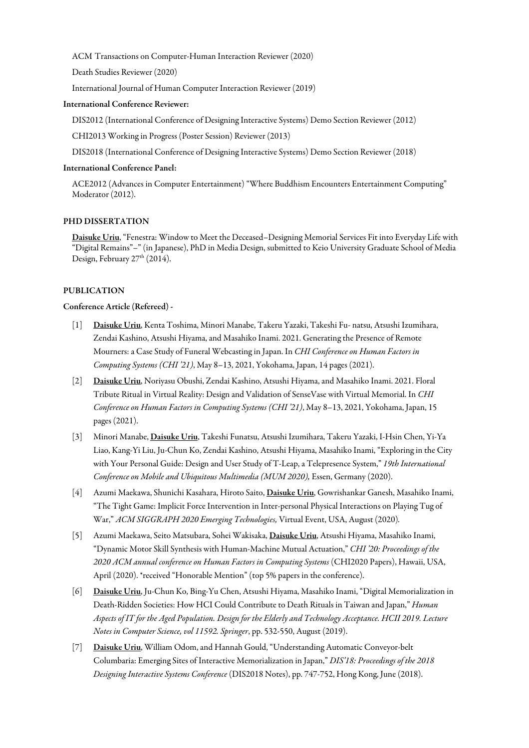ACM Transactions on Computer-Human Interaction Reviewer (2020)

Death Studies Reviewer (2020)

International Journal of Human Computer Interaction Reviewer (2019)

**International Conference Reviewer:**

DIS2012 (International Conference of Designing Interactive Systems) Demo Section Reviewer (2012)

CHI2013 Working in Progress (Poster Session) Reviewer (2013)

DIS2018 (International Conference of Designing Interactive Systems) Demo Section Reviewer (2018)

**International Conference Panel:**

ACE2012 (Advances in Computer Entertainment) "Where Buddhism Encounters Entertainment Computing" Moderator (2012).

## PHD DISSERTATION

**Daisuke Uriu**, "Fenestra: Window to Meet the Deceased–Designing Memorial Services Fit into Everyday Life with "Digital Remains"–" (in Japanese), PhD in Media Design, submitted to Keio University Graduate School of Media Design, February 27th (2014).

## PUBLICATION

**Conference Article (Refereed) -**

[1] **Daisuke Uriu**, Kenta Toshima, Minori Manabe, Takeru Yazaki, Takeshi Fu- natsu, Atsushi Izumihara, Zendai Kashino, Atsushi Hiyama, and Masahiko Inami. 2021. Generating the Presence of Remote Mourners: a Case Study of Funeral Webcasting in Japan. In *CHI Conference on Human Factors in Computing Systems (CHI '21)*, May 8–13, 2021, Yokohama, Japan, 14 pages (2021).

[2] **Daisuke Uriu**, Noriyasu Obushi, Zendai Kashino, Atsushi Hiyama, and Masahiko Inami. 2021. Floral Tribute Ritual in Virtual Reality: Design and Validation of SenseVase with Virtual Memorial. In *CHI Conference on Human Factors in Computing Systems (CHI '21)*, May 8–13, 2021, Yokohama, Japan, 15 pages (2021).

[3] Minori Manabe, **Daisuke Uriu**, Takeshi Funatsu, Atsushi Izumihara, Takeru Yazaki, I-Hsin Chen, Yi-Ya Liao, Kang-Yi Liu, Ju-Chun Ko, Zendai Kashino, Atsushi Hiyama, Masahiko Inami, "Exploring in the City with Your Personal Guide: Design and User Study of T-Leap, a Telepresence System," *19th International Conference on Mobile and Ubiquitous Multimedia (MUM 2020),* Essen, Germany (2020).

[4] Azumi Maekawa, Shunichi Kasahara, Hiroto Saito, **Daisuke Uriu**, Gowrishankar Ganesh, Masahiko Inami, "The Tight Game: Implicit Force Intervention in Inter-personal Physical Interactions on Playing Tug of War," *ACM SIGGRAPH 2020 Emerging Technologies,* Virtual Event, USA, August (2020).

[5] Azumi Maekawa, Seito Matsubara, Sohei Wakisaka, **Daisuke Uriu**, Atsushi Hiyama, Masahiko Inami, "Dynamic Motor Skill Synthesis with Human-Machine Mutual Actuation," *CHI '20: Proceedings of the 2020 ACM annual conference on Human Factors in Computing Systems* (CHI2020 Papers), Hawaii, USA, April (2020). *received "Honorable Mention" (top 5% papers in the conference).

[6] **Daisuke Uriu**, Ju-Chun Ko, Bing-Yu Chen, Atsushi Hiyama, Masahiko Inami, "Digital Memorialization in Death-Ridden Societies: How HCI Could Contribute to Death Rituals in Taiwan and Japan," *Human Aspects of IT for the Aged Population. Design for the Elderly and Technology Acceptance. HCII 2019. Lecture Notes in Computer Science, vol 11592. Springer*, pp. 532-550, August (2019).

[7] **Daisuke Uriu**, William Odom, and Hannah Gould, "Understanding Automatic Conveyor-belt Columbaria: Emerging Sites of Interactive Memorialization in Japan," *DIS'18: Proceedings of the 2018 Designing Interactive Systems Conference* (DIS2018 Notes), pp. 747-752, Hong Kong, June (2018).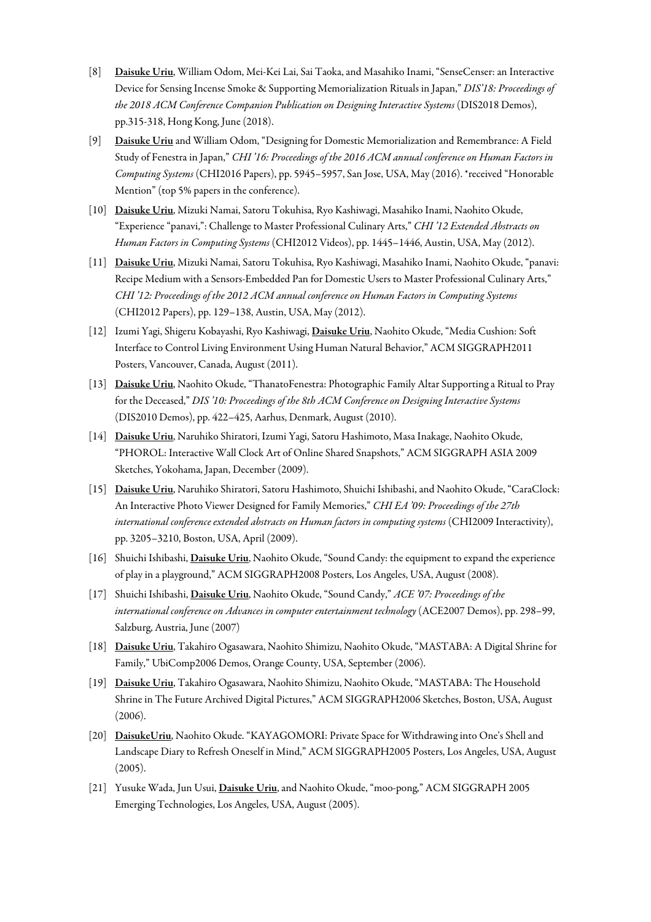[8] **Daisuke Uriu**, William Odom, Mei-Kei Lai, Sai Taoka, and Masahiko Inami, "SenseCenser: an Interactive Device for Sensing Incense Smoke & Supporting Memorialization Rituals in Japan," *DIS'18: Proceedings of the 2018 ACM Conference Companion Publication on Designing Interactive Systems* (DIS2018 Demos), pp.315-318, Hong Kong, June (2018).

[9] **Daisuke Uriu** and William Odom, "Designing for Domestic Memorialization and Remembrance: A Field Study of Fenestra in Japan," *CHI '16: Proceedings of the 2016 ACM annual conference on Human Factors in Computing Systems* (CHI2016 Papers), pp. 5945–5957, San Jose, USA, May (2016). *received "Honorable Mention" (top 5% papers in the conference).

[10] **Daisuke Uriu**, Mizuki Namai, Satoru Tokuhisa, Ryo Kashiwagi, Masahiko Inami, Naohito Okude, "Experience "panavi,": Challenge to Master Professional Culinary Arts," *CHI '12 Extended Abstracts on Human Factors in Computing Systems* (CHI2012 Videos), pp. 1445–1446, Austin, USA, May (2012).

[11] **Daisuke Uriu**, Mizuki Namai, Satoru Tokuhisa, Ryo Kashiwagi, Masahiko Inami, Naohito Okude, "panavi: Recipe Medium with a Sensors-Embedded Pan for Domestic Users to Master Professional Culinary Arts," *CHI '12: Proceedings of the 2012 ACM annual conference on Human Factors in Computing Systems* (CHI2012 Papers), pp. 129–138, Austin, USA, May (2012).

[12] Izumi Yagi, Shigeru Kobayashi, Ryo Kashiwagi, **Daisuke Uriu**, Naohito Okude, "Media Cushion: Soft Interface to Control Living Environment Using Human Natural Behavior," ACM SIGGRAPH2011 Posters, Vancouver, Canada, August (2011).

[13] **Daisuke Uriu**, Naohito Okude, "ThanatoFenestra: Photographic Family Altar Supporting a Ritual to Pray for the Deceased," *DIS '10: Proceedings of the 8th ACM Conference on Designing Interactive Systems* (DIS2010 Demos), pp. 422–425, Aarhus, Denmark, August (2010).

[14] **Daisuke Uriu**, Naruhiko Shiratori, Izumi Yagi, Satoru Hashimoto, Masa Inakage, Naohito Okude, "PHOROL: Interactive Wall Clock Art of Online Shared Snapshots," ACM SIGGRAPH ASIA 2009 Sketches, Yokohama, Japan, December (2009).

[15] **Daisuke Uriu**, Naruhiko Shiratori, Satoru Hashimoto, Shuichi Ishibashi, and Naohito Okude, "CaraClock: An Interactive Photo Viewer Designed for Family Memories," *CHI EA '09: Proceedings of the 27th international conference extended abstracts on Human factors in computing systems* (CHI2009 Interactivity), pp. 3205–3210, Boston, USA, April (2009).

[16] Shuichi Ishibashi, **Daisuke Uriu**, Naohito Okude, "Sound Candy: the equipment to expand the experience of play in a playground," ACM SIGGRAPH2008 Posters, Los Angeles, USA, August (2008).

[17] Shuichi Ishibashi, **Daisuke Uriu**, Naohito Okude, "Sound Candy," *ACE '07: Proceedings of the international conference on Advances in computer entertainment technology* (ACE2007 Demos), pp. 298–99, Salzburg, Austria, June (2007)

[18] **Daisuke Uriu**, Takahiro Ogasawara, Naohito Shimizu, Naohito Okude, "MASTABA: A Digital Shrine for Family," UbiComp2006 Demos, Orange County, USA, September (2006).

[19] **Daisuke Uriu**, Takahiro Ogasawara, Naohito Shimizu, Naohito Okude, "MASTABA: The Household Shrine in The Future Archived Digital Pictures," ACM SIGGRAPH2006 Sketches, Boston, USA, August (2006).

[20] **DaisukeUriu**, Naohito Okude. "KAYAGOMORI: Private Space for Withdrawing into One's Shell and Landscape Diary to Refresh Oneself in Mind," ACM SIGGRAPH2005 Posters, Los Angeles, USA, August (2005).

[21] Yusuke Wada, Jun Usui, **Daisuke Uriu**, and Naohito Okude, "moo-pong," ACM SIGGRAPH 2005 Emerging Technologies, Los Angeles, USA, August (2005).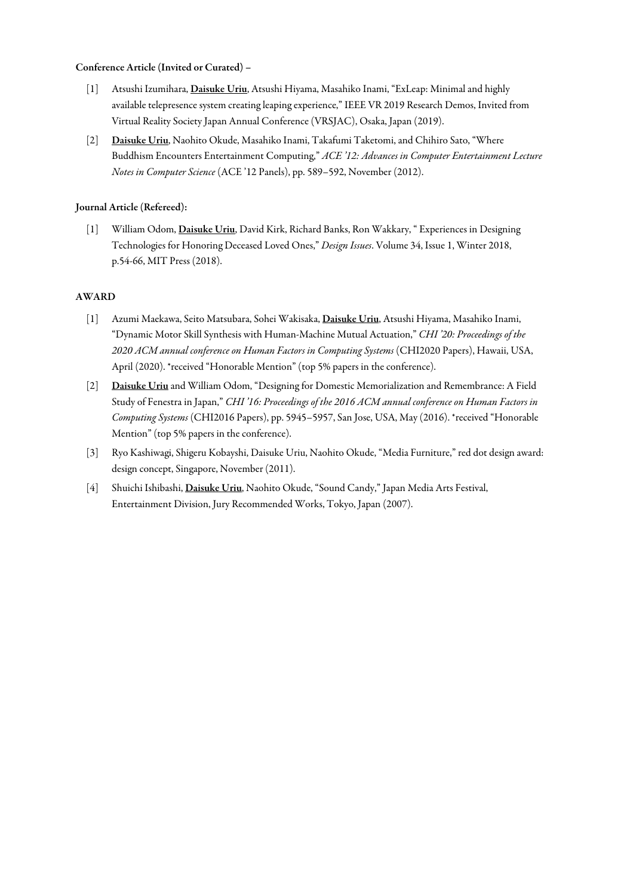**Conference Article (Invited or Curated) –**

[1] Atsushi Izumihara, **Daisuke Uriu**, Atsushi Hiyama, Masahiko Inami, "ExLeap: Minimal and highly available telepresence system creating leaping experience," IEEE VR 2019 Research Demos, Invited from Virtual Reality Society Japan Annual Conference (VRSJAC), Osaka, Japan (2019).

[2] **Daisuke Uriu**, Naohito Okude, Masahiko Inami, Takafumi Taketomi, and Chihiro Sato, "Where Buddhism Encounters Entertainment Computing," *ACE '12: Advances in Computer Entertainment Lecture Notes in Computer Science* (ACE '12 Panels), pp. 589–592, November (2012).

**Journal Article (Refereed):**

[1] William Odom, **Daisuke Uriu**, David Kirk, Richard Banks, Ron Wakkary, " Experiences in Designing Technologies for Honoring Deceased Loved Ones," *Design Issues*. Volume 34, Issue 1, Winter 2018, p.54-66, MIT Press (2018).

**AWARD**

[1] Azumi Maekawa, Seito Matsubara, Sohei Wakisaka, **Daisuke Uriu**, Atsushi Hiyama, Masahiko Inami, "Dynamic Motor Skill Synthesis with Human-Machine Mutual Actuation," *CHI '20: Proceedings of the 2020 ACM annual conference on Human Factors in Computing Systems* (CHI2020 Papers), Hawaii, USA, April (2020). *received "Honorable Mention" (top 5% papers in the conference).

[2] **Daisuke Uriu** and William Odom, "Designing for Domestic Memorialization and Remembrance: A Field Study of Fenestra in Japan," *CHI '16: Proceedings of the 2016 ACM annual conference on Human Factors in Computing Systems* (CHI2016 Papers), pp. 5945–5957, San Jose, USA, May (2016). *received "Honorable Mention" (top 5% papers in the conference).

[3] Ryo Kashiwagi, Shigeru Kobayshi, Daisuke Uriu, Naohito Okude, "Media Furniture," red dot design award: design concept, Singapore, November (2011).

[4] Shuichi Ishibashi, **Daisuke Uriu**, Naohito Okude, "Sound Candy," Japan Media Arts Festival, Entertainment Division, Jury Recommended Works, Tokyo, Japan (2007).